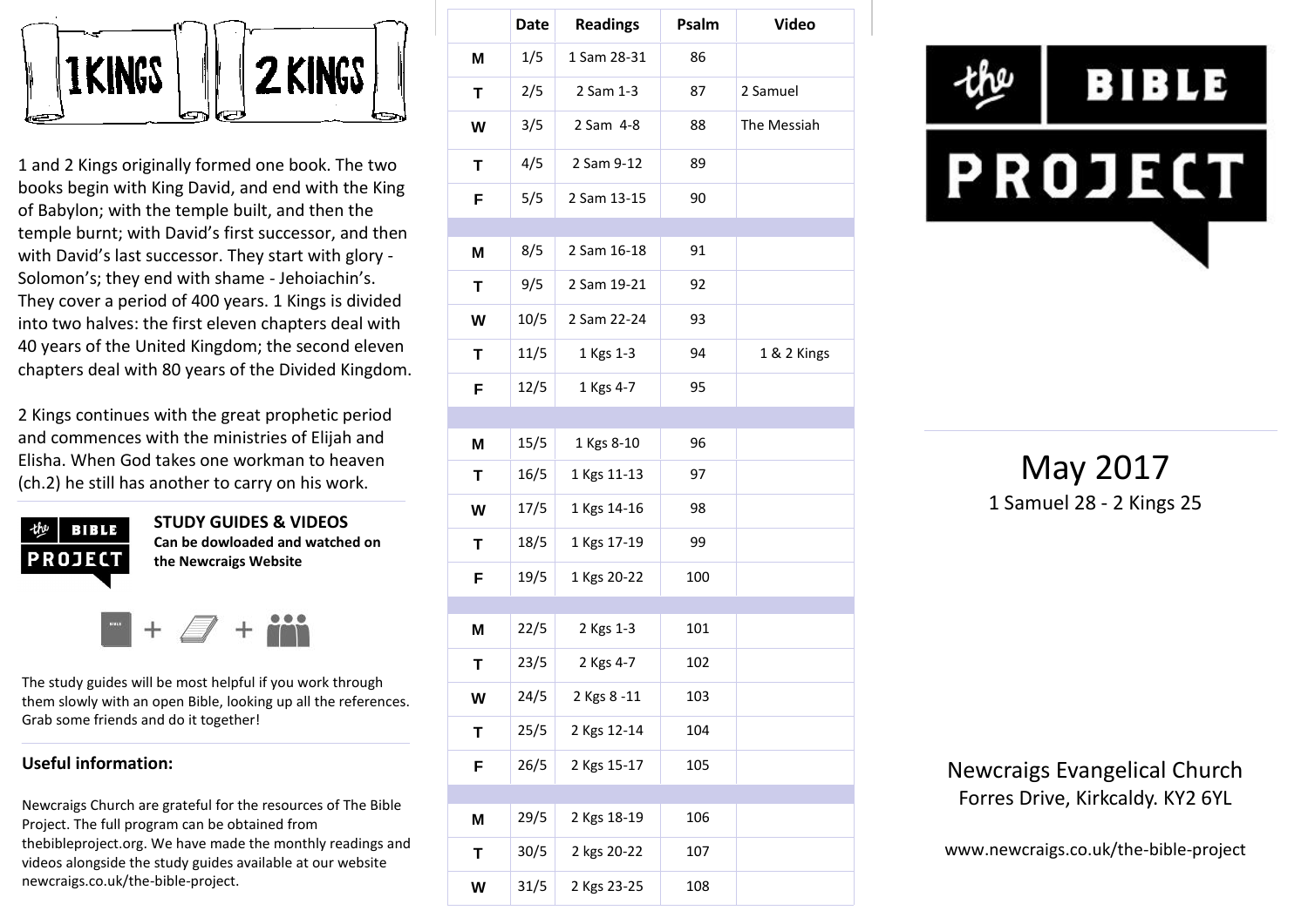# 1 KINGS 2 KINGS

1 and 2 Kings originally formed one book. The two books begin with King David, and end with the King of Babylon; with the temple built, and then the temple burnt; with David's first successor, and then with David's last successor. They start with glory - Solomon's; they end with shame - Jehoiachin's. They cover a period of 400 years. 1 Kings is divided into two halves: the first eleven chapters deal with 40 years of the United Kingdom; the second eleven chapters deal with 80 years of the Divided Kingdom.

2 Kings continues with the great prophetic period and commences with the ministries of Elijah and Elisha. When God takes one workman to heaven (ch.2) he still has another to carry on his work.

**STUDY GUIDES & VIDEOS**
**Can be dowloaded and watched on the Newcraigs Website**

The study guides will be most helpful if you work through them slowly with an open Bible, looking up all the references. Grab some friends and do it together!

**Useful information:**

Newcraigs Church are grateful for the resources of The Bible Project. The full program can be obtained from thebibleproject.org. We have made the monthly readings and videos alongside the study guides available at our website newcraigs.co.uk/the-bible-project.

| | Date | Readings | Psalm | Video |
|---|---|---|---|---|
| M | 1/5 | 1 Sam 28-31 | 86 | |
| T | 2/5 | 2 Sam 1-3 | 87 | 2 Samuel |
| W | 3/5 | 2 Sam 4-8 | 88 | The Messiah |
| T | 4/5 | 2 Sam 9-12 | 89 | |
| F | 5/5 | 2 Sam 13-15 | 90 | |
| | | | | |
| M | 8/5 | 2 Sam 16-18 | 91 | |
| T | 9/5 | 2 Sam 19-21 | 92 | |
| W | 10/5 | 2 Sam 22-24 | 93 | |
| T | 11/5 | 1 Kgs 1-3 | 94 | 1 & 2 Kings |
| F | 12/5 | 1 Kgs 4-7 | 95 | |
| | | | | |
| M | 15/5 | 1 Kgs 8-10 | 96 | |
| T | 16/5 | 1 Kgs 11-13 | 97 | |
| W | 17/5 | 1 Kgs 14-16 | 98 | |
| T | 18/5 | 1 Kgs 17-19 | 99 | |
| F | 19/5 | 1 Kgs 20-22 | 100 | |
| | | | | |
| M | 22/5 | 2 Kgs 1-3 | 101 | |
| T | 23/5 | 2 Kgs 4-7 | 102 | |
| W | 24/5 | 2 Kgs 8 -11 | 103 | |
| T | 25/5 | 2 Kgs 12-14 | 104 | |
| F | 26/5 | 2 Kgs 15-17 | 105 | |
| | | | | |
| M | 29/5 | 2 Kgs 18-19 | 106 | |
| T | 30/5 | 2 kgs 20-22 | 107 | |
| W | 31/5 | 2 Kgs 23-25 | 108 | |

# the BIBLE PROJECT

## May 2017

1 Samuel 28 - 2 Kings 25

Newcraigs Evangelical Church
Forres Drive, Kirkcaldy. KY2 6YL

www.newcraigs.co.uk/the-bible-project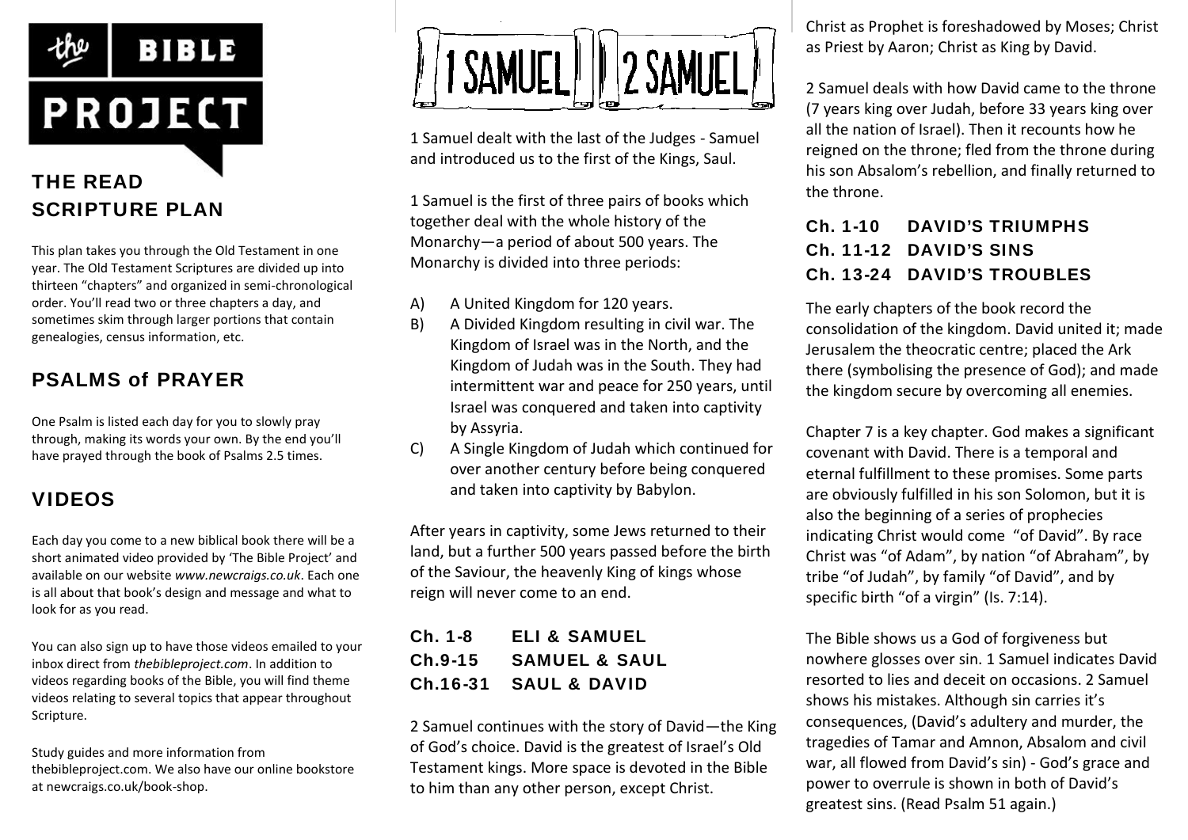# the BIBLE PROJECT

## THE READ SCRIPTURE PLAN

This plan takes you through the Old Testament in one year. The Old Testament Scriptures are divided up into thirteen "chapters" and organized in semi-chronological order. You'll read two or three chapters a day, and sometimes skim through larger portions that contain genealogies, census information, etc.

## PSALMS of PRAYER

One Psalm is listed each day for you to slowly pray through, making its words your own. By the end you'll have prayed through the book of Psalms 2.5 times.

## VIDEOS

Each day you come to a new biblical book there will be a short animated video provided by 'The Bible Project' and available on our website *www.newcraigs.co.uk*. Each one is all about that book's design and message and what to look for as you read.

You can also sign up to have those videos emailed to your inbox direct from *thebibleproject.com*. In addition to videos regarding books of the Bible, you will find theme videos relating to several topics that appear throughout Scripture.

Study guides and more information from thebibleproject.com. We also have our online bookstore at newcraigs.co.uk/book-shop.

# 1 SAMUEL | 2 SAMUEL

1 Samuel dealt with the last of the Judges - Samuel and introduced us to the first of the Kings, Saul.

1 Samuel is the first of three pairs of books which together deal with the whole history of the Monarchy—a period of about 500 years. The Monarchy is divided into three periods:

A) A United Kingdom for 120 years.
B) A Divided Kingdom resulting in civil war. The Kingdom of Israel was in the North, and the Kingdom of Judah was in the South. They had intermittent war and peace for 250 years, until Israel was conquered and taken into captivity by Assyria.
C) A Single Kingdom of Judah which continued for over another century before being conquered and taken into captivity by Babylon.

After years in captivity, some Jews returned to their land, but a further 500 years passed before the birth of the Saviour, the heavenly King of kings whose reign will never come to an end.

**Ch. 1-8 ELI & SAMUEL**
**Ch.9-15 SAMUEL & SAUL**
**Ch.16-31 SAUL & DAVID**

2 Samuel continues with the story of David—the King of God's choice. David is the greatest of Israel's Old Testament kings. More space is devoted in the Bible to him than any other person, except Christ.

Christ as Prophet is foreshadowed by Moses; Christ as Priest by Aaron; Christ as King by David.

2 Samuel deals with how David came to the throne (7 years king over Judah, before 33 years king over all the nation of Israel). Then it recounts how he reigned on the throne; fled from the throne during his son Absalom's rebellion, and finally returned to the throne.

**Ch. 1-10 DAVID'S TRIUMPHS**
**Ch. 11-12 DAVID'S SINS**
**Ch. 13-24 DAVID'S TROUBLES**

The early chapters of the book record the consolidation of the kingdom. David united it; made Jerusalem the theocratic centre; placed the Ark there (symbolising the presence of God); and made the kingdom secure by overcoming all enemies.

Chapter 7 is a key chapter. God makes a significant covenant with David. There is a temporal and eternal fulfillment to these promises. Some parts are obviously fulfilled in his son Solomon, but it is also the beginning of a series of prophecies indicating Christ would come "of David". By race Christ was "of Adam", by nation "of Abraham", by tribe "of Judah", by family "of David", and by specific birth "of a virgin" (Is. 7:14).

The Bible shows us a God of forgiveness but nowhere glosses over sin. 1 Samuel indicates David resorted to lies and deceit on occasions. 2 Samuel shows his mistakes. Although sin carries it's consequences, (David's adultery and murder, the tragedies of Tamar and Amnon, Absalom and civil war, all flowed from David's sin) - God's grace and power to overrule is shown in both of David's greatest sins. (Read Psalm 51 again.)